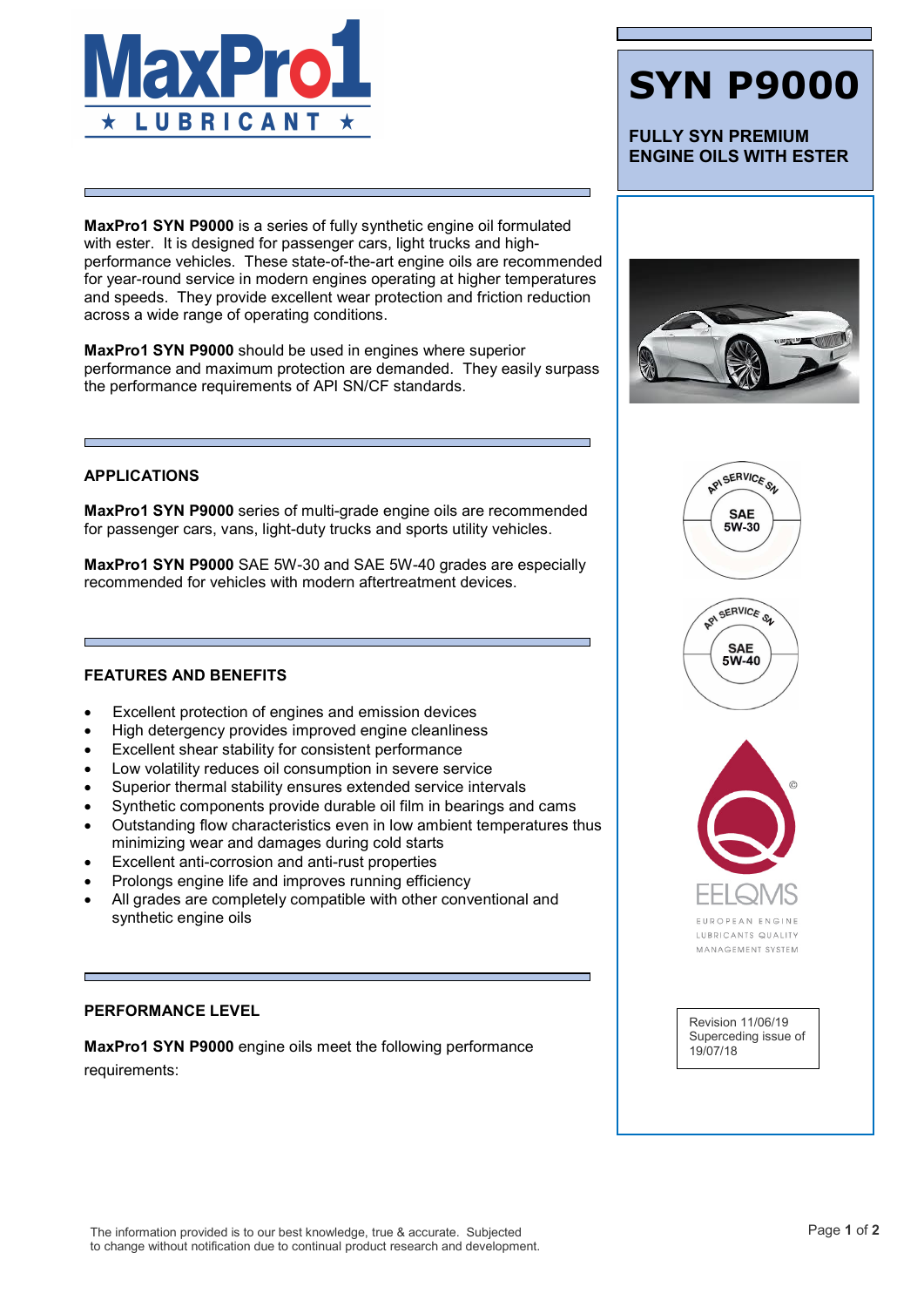# SYN P9000

**FULLY SYN PREMIUM ENGINE OILS WITH ESTER**

**MaxPro1 SYN P9000** is a series of fully synthetic engine oil formulated with ester. It is designed for passenger cars, light trucks and high-performance vehicles. These state-of-the-art engine oils are recommended for year-round service in modern engines operating at higher temperatures and speeds. They provide excellent wear protection and friction reduction across a wide range of operating conditions.

**MaxPro1 SYN P9000** should be used in engines where superior performance and maximum protection are demanded. They easily surpass the performance requirements of API SN/CF standards.

## APPLICATIONS

**MaxPro1 SYN P9000** series of multi-grade engine oils are recommended for passenger cars, vans, light-duty trucks and sports utility vehicles.

**MaxPro1 SYN P9000** SAE 5W-30 and SAE 5W-40 grades are especially recommended for vehicles with modern aftertreatment devices.

## FEATURES AND BENEFITS

- Excellent protection of engines and emission devices
- High detergency provides improved engine cleanliness
- Excellent shear stability for consistent performance
- Low volatility reduces oil consumption in severe service
- Superior thermal stability ensures extended service intervals
- Synthetic components provide durable oil film in bearings and cams
- Outstanding flow characteristics even in low ambient temperatures thus minimizing wear and damages during cold starts
- Excellent anti-corrosion and anti-rust properties
- Prolongs engine life and improves running efficiency
- All grades are completely compatible with other conventional and synthetic engine oils

## PERFORMANCE LEVEL

**MaxPro1 SYN P9000** engine oils meet the following performance requirements:

API SERVICE SN — SAE 5W-30

API SERVICE SN — SAE 5W-40

EELQMS — EUROPEAN ENGINE LUBRICANTS QUALITY MANAGEMENT SYSTEM

Revision 11/06/19
Superceding issue of 19/07/18

The information provided is to our best knowledge, true & accurate. Subjected to change without notification due to continual product research and development.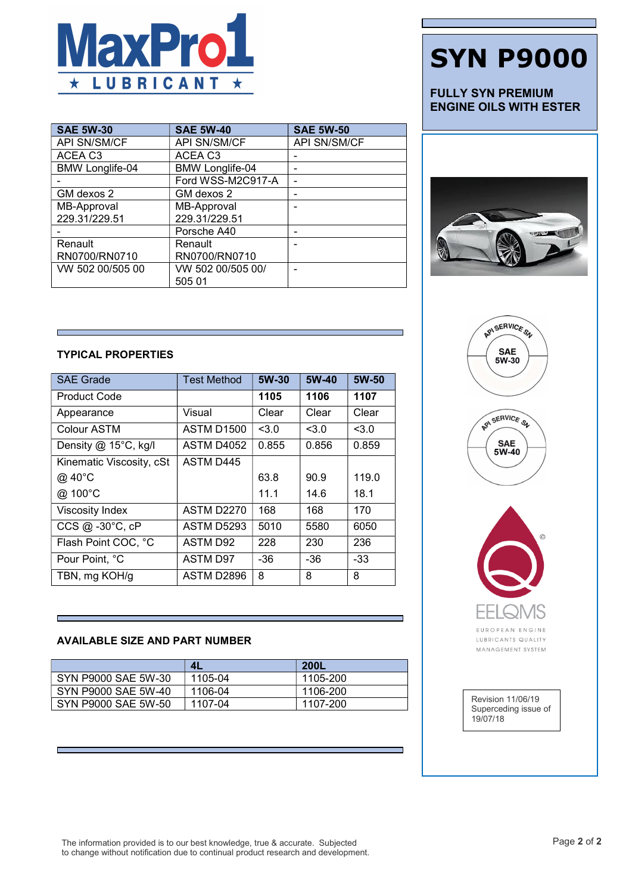# SYN P9000

**FULLY SYN PREMIUM ENGINE OILS WITH ESTER**

| SAE 5W-30 | SAE 5W-40 | SAE 5W-50 |
|---|---|---|
| API SN/SM/CF | API SN/SM/CF | API SN/SM/CF |
| ACEA C3 | ACEA C3 | - |
| BMW Longlife-04 | BMW Longlife-04 | - |
| - | Ford WSS-M2C917-A | - |
| GM dexos 2 | GM dexos 2 | - |
| MB-Approval 229.31/229.51 | MB-Approval 229.31/229.51 | - |
| - | Porsche A40 | - |
| Renault RN0700/RN0710 | Renault RN0700/RN0710 | - |
| VW 502 00/505 00 | VW 502 00/505 00/ 505 01 | - |

## TYPICAL PROPERTIES

| SAE Grade | Test Method | 5W-30 | 5W-40 | 5W-50 |
|---|---|---|---|---|
| Product Code | | **1105** | **1106** | **1107** |
| Appearance | Visual | Clear | Clear | Clear |
| Colour ASTM | ASTM D1500 | <3.0 | <3.0 | <3.0 |
| Density @ 15°C, kg/l | ASTM D4052 | 0.855 | 0.856 | 0.859 |
| Kinematic Viscosity, cSt | ASTM D445 | | | |
| @ 40°C | | 63.8 | 90.9 | 119.0 |
| @ 100°C | | 11.1 | 14.6 | 18.1 |
| Viscosity Index | ASTM D2270 | 168 | 168 | 170 |
| CCS @ -30°C, cP | ASTM D5293 | 5010 | 5580 | 6050 |
| Flash Point COC, °C | ASTM D92 | 228 | 230 | 236 |
| Pour Point, °C | ASTM D97 | -36 | -36 | -33 |
| TBN, mg KOH/g | ASTM D2896 | 8 | 8 | 8 |

## AVAILABLE SIZE AND PART NUMBER

| | 4L | 200L |
|---|---|---|
| SYN P9000 SAE 5W-30 | 1105-04 | 1105-200 |
| SYN P9000 SAE 5W-40 | 1106-04 | 1106-200 |
| SYN P9000 SAE 5W-50 | 1107-04 | 1107-200 |

Revision 11/06/19
Superceding issue of 19/07/18

The information provided is to our best knowledge, true & accurate. Subjected to change without notification due to continual product research and development.